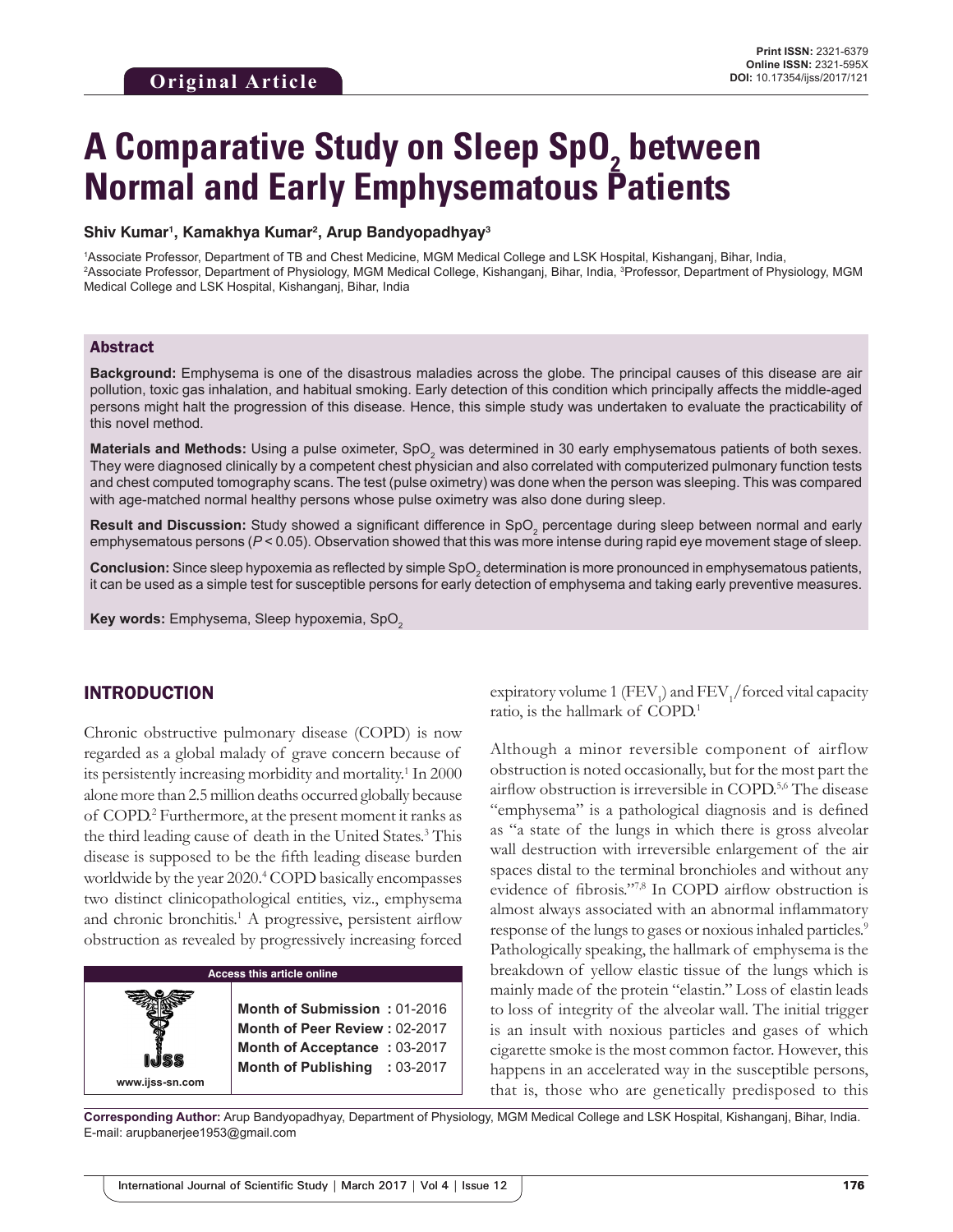Original Article

# A Comparative Study on Sleep $SpO_2$ between Normal and Early Emphysematous Patients

**Shiv Kumar[1], Kamakhya Kumar[2], Arup Bandyopadhyay[3]**

[1]Associate Professor, Department of TB and Chest Medicine, MGM Medical College and LSK Hospital, Kishanganj, Bihar, India, [2]Associate Professor, Department of Physiology, MGM Medical College, Kishanganj, Bihar, India, [3]Professor, Department of Physiology, MGM Medical College and LSK Hospital, Kishanganj, Bihar, India

## Abstract

**Background:** Emphysema is one of the disastrous maladies across the globe. The principal causes of this disease are air pollution, toxic gas inhalation, and habitual smoking. Early detection of this condition which principally affects the middle-aged persons might halt the progression of this disease. Hence, this simple study was undertaken to evaluate the practicability of this novel method.

**Materials and Methods:** Using a pulse oximeter, $SpO_2$ was determined in 30 early emphysematous patients of both sexes. They were diagnosed clinically by a competent chest physician and also correlated with computerized pulmonary function tests and chest computed tomography scans. The test (pulse oximetry) was done when the person was sleeping. This was compared with age-matched normal healthy persons whose pulse oximetry was also done during sleep.

**Result and Discussion:** Study showed a significant difference in $SpO_2$ percentage during sleep between normal and early emphysematous persons ($P < 0.05$). Observation showed that this was more intense during rapid eye movement stage of sleep.

**Conclusion:** Since sleep hypoxemia as reflected by simple $SpO_2$ determination is more pronounced in emphysematous patients, it can be used as a simple test for susceptible persons for early detection of emphysema and taking early preventive measures.

**Key words:** Emphysema, Sleep hypoxemia, $SpO_2$

## INTRODUCTION

Chronic obstructive pulmonary disease (COPD) is now regarded as a global malady of grave concern because of its persistently increasing morbidity and mortality.[1] In 2000 alone more than 2.5 million deaths occurred globally because of COPD.[2] Furthermore, at the present moment it ranks as the third leading cause of death in the United States.[3] This disease is supposed to be the fifth leading disease burden worldwide by the year 2020.[4] COPD basically encompasses two distinct clinicopathological entities, viz., emphysema and chronic bronchitis.[1] A progressive, persistent airflow obstruction as revealed by progressively increasing forced expiratory volume 1 ($FEV_1$) and $FEV_1$/forced vital capacity ratio, is the hallmark of COPD.[1]

Although a minor reversible component of airflow obstruction is noted occasionally, but for the most part the airflow obstruction is irreversible in COPD.[5,6] The disease "emphysema" is a pathological diagnosis and is defined as "a state of the lungs in which there is gross alveolar wall destruction with irreversible enlargement of the air spaces distal to the terminal bronchioles and without any evidence of fibrosis."[7,8] In COPD airflow obstruction is almost always associated with an abnormal inflammatory response of the lungs to gases or noxious inhaled particles.[9] Pathologically speaking, the hallmark of emphysema is the breakdown of yellow elastic tissue of the lungs which is mainly made of the protein "elastin." Loss of elastin leads to loss of integrity of the alveolar wall. The initial trigger is an insult with noxious particles and gases of which cigarette smoke is the most common factor. However, this happens in an accelerated way in the susceptible persons, that is, those who are genetically predisposed to this

| Access this article online | |
|---|---|
| www.ijss-sn.com | **Month of Submission :** 01-2016<br>**Month of Peer Review :** 02-2017<br>**Month of Acceptance :** 03-2017<br>**Month of Publishing :** 03-2017 |

**Corresponding Author:** Arup Bandyopadhyay, Department of Physiology, MGM Medical College and LSK Hospital, Kishanganj, Bihar, India. E-mail: arupbanerjee1953@gmail.com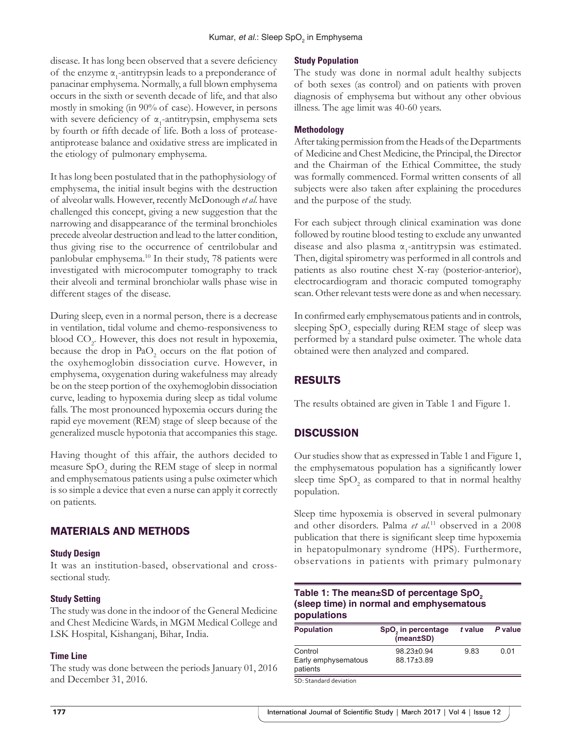disease. It has long been observed that a severe deficiency of the enzyme $\alpha_1$-antitrypsin leads to a preponderance of panacinar emphysema. Normally, a full blown emphysema occurs in the sixth or seventh decade of life, and that also mostly in smoking (in 90% of case). However, in persons with severe deficiency of $\alpha_1$-antitrypsin, emphysema sets by fourth or fifth decade of life. Both a loss of protease-antiprotease balance and oxidative stress are implicated in the etiology of pulmonary emphysema.

It has long been postulated that in the pathophysiology of emphysema, the initial insult begins with the destruction of alveolar walls. However, recently McDonough *et al.* have challenged this concept, giving a new suggestion that the narrowing and disappearance of the terminal bronchioles precede alveolar destruction and lead to the latter condition, thus giving rise to the occurrence of centrilobular and panlobular emphysema.[10] In their study, 78 patients were investigated with microcomputer tomography to track their alveoli and terminal bronchiolar walls phase wise in different stages of the disease.

During sleep, even in a normal person, there is a decrease in ventilation, tidal volume and chemo-responsiveness to blood $CO_2$. However, this does not result in hypoxemia, because the drop in $PaO_2$ occurs on the flat potion of the oxyhemoglobin dissociation curve. However, in emphysema, oxygenation during wakefulness may already be on the steep portion of the oxyhemoglobin dissociation curve, leading to hypoxemia during sleep as tidal volume falls. The most pronounced hypoxemia occurs during the rapid eye movement (REM) stage of sleep because of the generalized muscle hypotonia that accompanies this stage.

Having thought of this affair, the authors decided to measure $SpO_2$ during the REM stage of sleep in normal and emphysematous patients using a pulse oximeter which is so simple a device that even a nurse can apply it correctly on patients.

## MATERIALS AND METHODS

### Study Design

It was an institution-based, observational and cross-sectional study.

### Study Setting

The study was done in the indoor of the General Medicine and Chest Medicine Wards, in MGM Medical College and LSK Hospital, Kishanganj, Bihar, India.

### Time Line

The study was done between the periods January 01, 2016 and December 31, 2016.

### Study Population

The study was done in normal adult healthy subjects of both sexes (as control) and on patients with proven diagnosis of emphysema but without any other obvious illness. The age limit was 40-60 years.

### Methodology

After taking permission from the Heads of the Departments of Medicine and Chest Medicine, the Principal, the Director and the Chairman of the Ethical Committee, the study was formally commenced. Formal written consents of all subjects were also taken after explaining the procedures and the purpose of the study.

For each subject through clinical examination was done followed by routine blood testing to exclude any unwanted disease and also plasma $\alpha_1$-antitrypsin was estimated. Then, digital spirometry was performed in all controls and patients as also routine chest X-ray (posterior-anterior), electrocardiogram and thoracic computed tomography scan. Other relevant tests were done as and when necessary.

In confirmed early emphysematous patients and in controls, sleeping $SpO_2$ especially during REM stage of sleep was performed by a standard pulse oximeter. The whole data obtained were then analyzed and compared.

## RESULTS

The results obtained are given in Table 1 and Figure 1.

## DISCUSSION

Our studies show that as expressed in Table 1 and Figure 1, the emphysematous population has a significantly lower sleep time $SpO_2$ as compared to that in normal healthy population.

Sleep time hypoxemia is observed in several pulmonary and other disorders. Palma *et al.*[11] observed in a 2008 publication that there is significant sleep time hypoxemia in hepatopulmonary syndrome (HPS). Furthermore, observations in patients with primary pulmonary

**Table 1: The mean±SD of percentage $SpO_2$ (sleep time) in normal and emphysematous populations**

| Population | $SpO_2$ in percentage (mean±SD) | *t* value | *P* value |
|---|---|---|---|
| Control | 98.23±0.94 | 9.83 | 0.01 |
| Early emphysematous patients | 88.17±3.89 | | |

SD: Standard deviation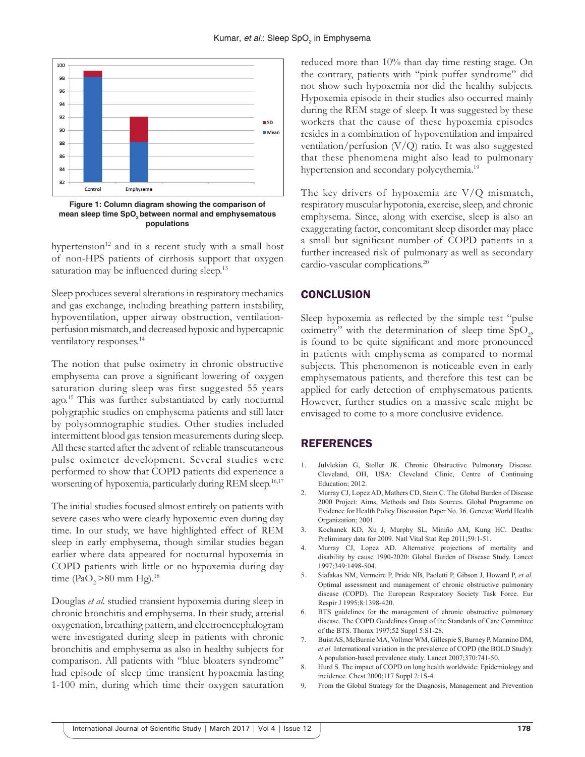Figure 1: Column diagram showing the comparison of mean sleep time $SpO_2$ between normal and emphysematous populations

hypertension[12] and in a recent study with a small host of non-HPS patients of cirrhosis support that oxygen saturation may be influenced during sleep.[13]

Sleep produces several alterations in respiratory mechanics and gas exchange, including breathing pattern instability, hypoventilation, upper airway obstruction, ventilation-perfusion mismatch, and decreased hypoxic and hypercapnic ventilatory responses.[14]

The notion that pulse oximetry in chronic obstructive emphysema can prove a significant lowering of oxygen saturation during sleep was first suggested 55 years ago.[15] This was further substantiated by early nocturnal polygraphic studies on emphysema patients and still later by polysomnographic studies. Other studies included intermittent blood gas tension measurements during sleep. All these started after the advent of reliable transcutaneous pulse oximeter development. Several studies were performed to show that COPD patients did experience a worsening of hypoxemia, particularly during REM sleep.[16,17]

The initial studies focused almost entirely on patients with severe cases who were clearly hypoxemic even during day time. In our study, we have highlighted effect of REM sleep in early emphysema, though similar studies began earlier where data appeared for nocturnal hypoxemia in COPD patients with little or no hypoxemia during day time ($PaO_2$ >80 mm Hg).[18]

Douglas *et al.* studied transient hypoxemia during sleep in chronic bronchitis and emphysema. In their study, arterial oxygenation, breathing pattern, and electroencephalogram were investigated during sleep in patients with chronic bronchitis and emphysema as also in healthy subjects for comparison. All patients with "blue bloaters syndrome" had episode of sleep time transient hypoxemia lasting 1-100 min, during which time their oxygen saturation reduced more than 10% than day time resting stage. On the contrary, patients with "pink puffer syndrome" did not show such hypoxemia nor did the healthy subjects. Hypoxemia episode in their studies also occurred mainly during the REM stage of sleep. It was suggested by these workers that the cause of these hypoxemia episodes resides in a combination of hypoventilation and impaired ventilation/perfusion (V/Q) ratio. It was also suggested that these phenomena might also lead to pulmonary hypertension and secondary polycythemia.[19]

The key drivers of hypoxemia are V/Q mismatch, respiratory muscular hypotonia, exercise, sleep, and chronic emphysema. Since, along with exercise, sleep is also an exaggerating factor, comcomitant sleep disorder may place a small but significant number of COPD patients in a further increased risk of pulmonary as well as secondary cardio-vascular complications.[20]

## CONCLUSION

Sleep hypoxemia as reflected by the simple test "pulse oximetry" with the determination of sleep time $SpO_2$, is found to be quite significant and more pronounced in patients with emphysema as compared to normal subjects. This phenomenon is noticeable even in early emphysematous patients, and therefore this test can be applied for early detection of emphysematous patients. However, further studies on a massive scale might be envisaged to come to a more conclusive evidence.

## REFERENCES

1. Julvlekian G, Stoller JK. Chronic Obstructive Pulmonary Disease. Cleveland, OH, USA: Cleveland Clinic, Centre of Continuing Education; 2012.
2. Murray CJ, Lopez AD, Mathers CD, Stein C. The Global Burden of Disease 2000 Project: Aims, Methods and Data Sources. Global Programme on Evidence for Health Policy Discussion Paper No. 36. Geneva: World Health Organization; 2001.
3. Kochanek KD, Xu J, Murphy SL, Miniño AM, Kung HC. Deaths: Preliminary data for 2009. Natl Vital Stat Rep 2011;59:1-51.
4. Murray CJ, Lopez AD. Alternative projections of mortality and disability by cause 1990-2020: Global Burden of Disease Study. Lancet 1997;349:1498-504.
5. Siafakas NM, Vermeire P, Pride NB, Paoletti P, Gibson J, Howard P, *et al.* Optimal assessment and management of chronic obstructive pulmonary disease (COPD). The European Respiratory Society Task Force. Eur Respir J 1995;8:1398-420.
6. BTS guidelines for the management of chronic obstructive pulmonary disease. The COPD Guidelines Group of the Standards of Care Committee of the BTS. Thorax 1997;52 Suppl 5:S1-28.
7. Buist AS, McBurnie MA, Vollmer WM, Gillespie S, Burney P, Mannino DM, *et al.* International variation in the prevalence of COPD (the BOLD Study): A population-based prevalence study. Lancet 2007;370:741-50.
8. Hurd S. The impact of COPD on long health worldwide: Epidemiology and incidence. Chest 2000;117 Suppl 2:1S-4.
9. From the Global Strategy for the Diagnosis, Management and Prevention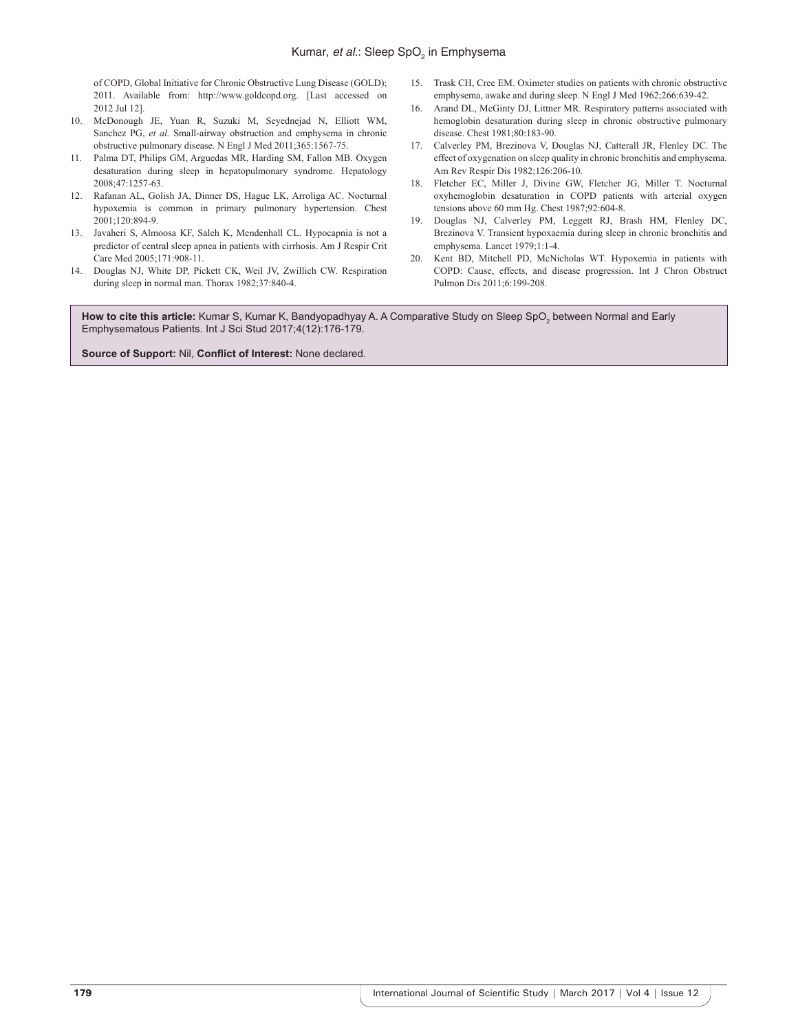of COPD, Global Initiative for Chronic Obstructive Lung Disease (GOLD); 2011. Available from: http://www.goldcopd.org. [Last accessed on 2012 Jul 12].

10. McDonough JE, Yuan R, Suzuki M, Seyednejad N, Elliott WM, Sanchez PG, *et al.* Small-airway obstruction and emphysema in chronic obstructive pulmonary disease. N Engl J Med 2011;365:1567-75.
11. Palma DT, Philips GM, Arguedas MR, Harding SM, Fallon MB. Oxygen desaturation during sleep in hepatopulmonary syndrome. Hepatology 2008;47:1257-63.
12. Rafanan AL, Golish JA, Dinner DS, Hague LK, Arroliga AC. Nocturnal hypoxemia is common in primary pulmonary hypertension. Chest 2001;120:894-9.
13. Javaheri S, Almoosa KF, Saleh K, Mendenhall CL. Hypocapnia is not a predictor of central sleep apnea in patients with cirrhosis. Am J Respir Crit Care Med 2005;171:908-11.
14. Douglas NJ, White DP, Pickett CK, Weil JV, Zwillich CW. Respiration during sleep in normal man. Thorax 1982;37:840-4.
15. Trask CH, Cree EM. Oximeter studies on patients with chronic obstructive emphysema, awake and during sleep. N Engl J Med 1962;266:639-42.
16. Arand DL, McGinty DJ, Littner MR. Respiratory patterns associated with hemoglobin desaturation during sleep in chronic obstructive pulmonary disease. Chest 1981;80:183-90.
17. Calverley PM, Brezinova V, Douglas NJ, Catterall JR, Flenley DC. The effect of oxygenation on sleep quality in chronic bronchitis and emphysema. Am Rev Respir Dis 1982;126:206-10.
18. Fletcher EC, Miller J, Divine GW, Fletcher JG, Miller T. Nocturnal oxyhemoglobin desaturation in COPD patients with arterial oxygen tensions above 60 mm Hg. Chest 1987;92:604-8.
19. Douglas NJ, Calverley PM, Leggett RJ, Brash HM, Flenley DC, Brezinova V. Transient hypoxaemia during sleep in chronic bronchitis and emphysema. Lancet 1979;1:1-4.
20. Kent BD, Mitchell PD, McNicholas WT. Hypoxemia in patients with COPD: Cause, effects, and disease progression. Int J Chron Obstruct Pulmon Dis 2011;6:199-208.

**How to cite this article:** Kumar S, Kumar K, Bandyopadhyay A. A Comparative Study on Sleep $SpO_2$ between Normal and Early Emphysematous Patients. Int J Sci Stud 2017;4(12):176-179.

**Source of Support:** Nil, **Conflict of Interest:** None declared.